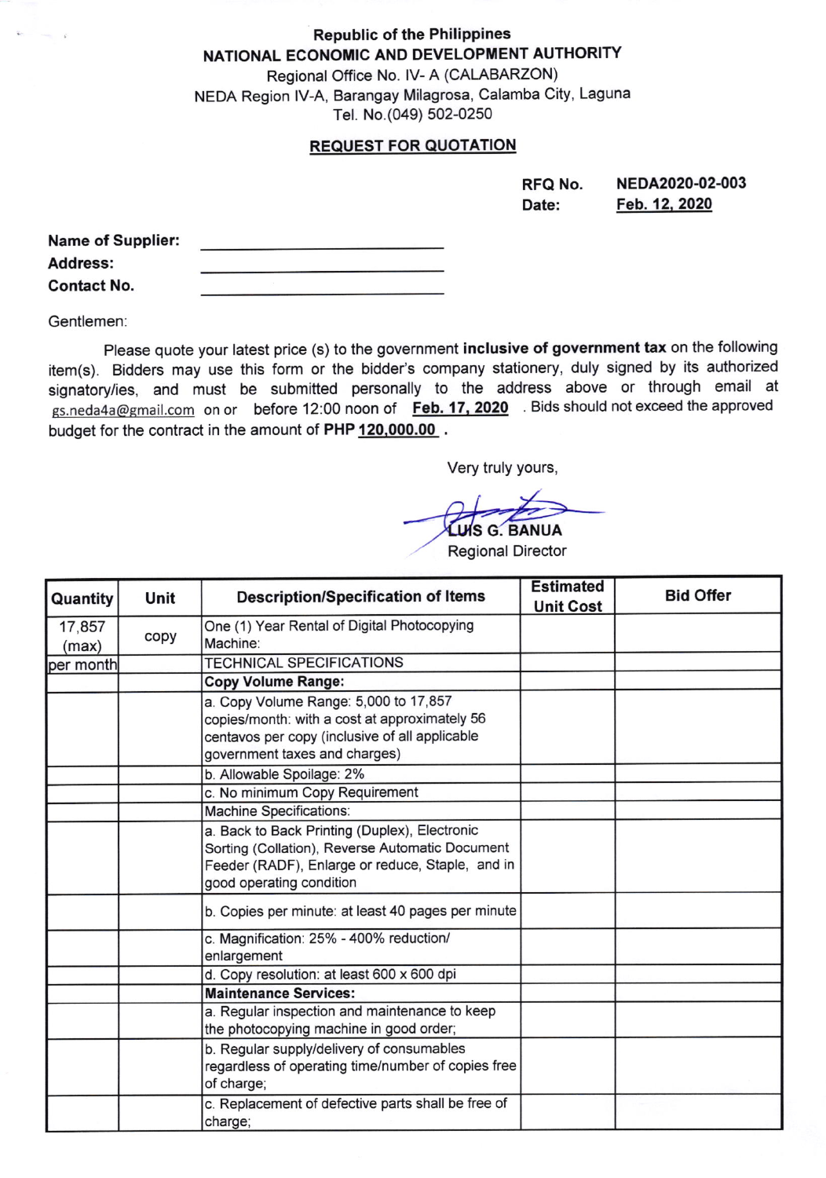Republic of the Philippines
**NATIONAL ECONOMIC AND DEVELOPMENT AUTHORITY**
Regional Office No. IV- A (CALABARZON)
NEDA Region IV-A, Barangay Milagrosa, Calamba City, Laguna
Tel. No.(049) 502-0250

## REQUEST FOR QUOTATION

**RFQ No.** NEDA2020-02-003
**Date:** Feb. 12, 2020

**Name of Supplier:** ______________________
**Address:** ______________________
**Contact No.** ______________________

Gentlemen:

Please quote your latest price (s) to the government **inclusive of government tax** on the following item(s). Bidders may use this form or the bidder's company stationery, duly signed by its authorized signatory/ies, and must be submitted personally to the address above or through email at gs.neda4a@gmail.com on or before 12:00 noon of **Feb. 17, 2020** . Bids should not exceed the approved budget for the contract in the amount of **PHP 120,000.00** .

Very truly yours,

LUIS G. BANUA
Regional Director

| Quantity | Unit | Description/Specification of Items | Estimated Unit Cost | Bid Offer |
|---|---|---|---|---|
| 17,857 (max) | copy | One (1) Year Rental of Digital Photocopying Machine: | | |
| per month | | TECHNICAL SPECIFICATIONS | | |
| | | **Copy Volume Range:** | | |
| | | a. Copy Volume Range: 5,000 to 17,857 copies/month: with a cost at approximately 56 centavos per copy (inclusive of all applicable government taxes and charges) | | |
| | | b. Allowable Spoilage: 2% | | |
| | | c. No minimum Copy Requirement | | |
| | | Machine Specifications: | | |
| | | a. Back to Back Printing (Duplex), Electronic Sorting (Collation), Reverse Automatic Document Feeder (RADF), Enlarge or reduce, Staple, and in good operating condition | | |
| | | b. Copies per minute: at least 40 pages per minute | | |
| | | c. Magnification: 25% - 400% reduction/ enlargement | | |
| | | d. Copy resolution: at least 600 x 600 dpi | | |
| | | **Maintenance Services:** | | |
| | | a. Regular inspection and maintenance to keep the photocopying machine in good order; | | |
| | | b. Regular supply/delivery of consumables regardless of operating time/number of copies free of charge; | | |
| | | c. Replacement of defective parts shall be free of charge; | | |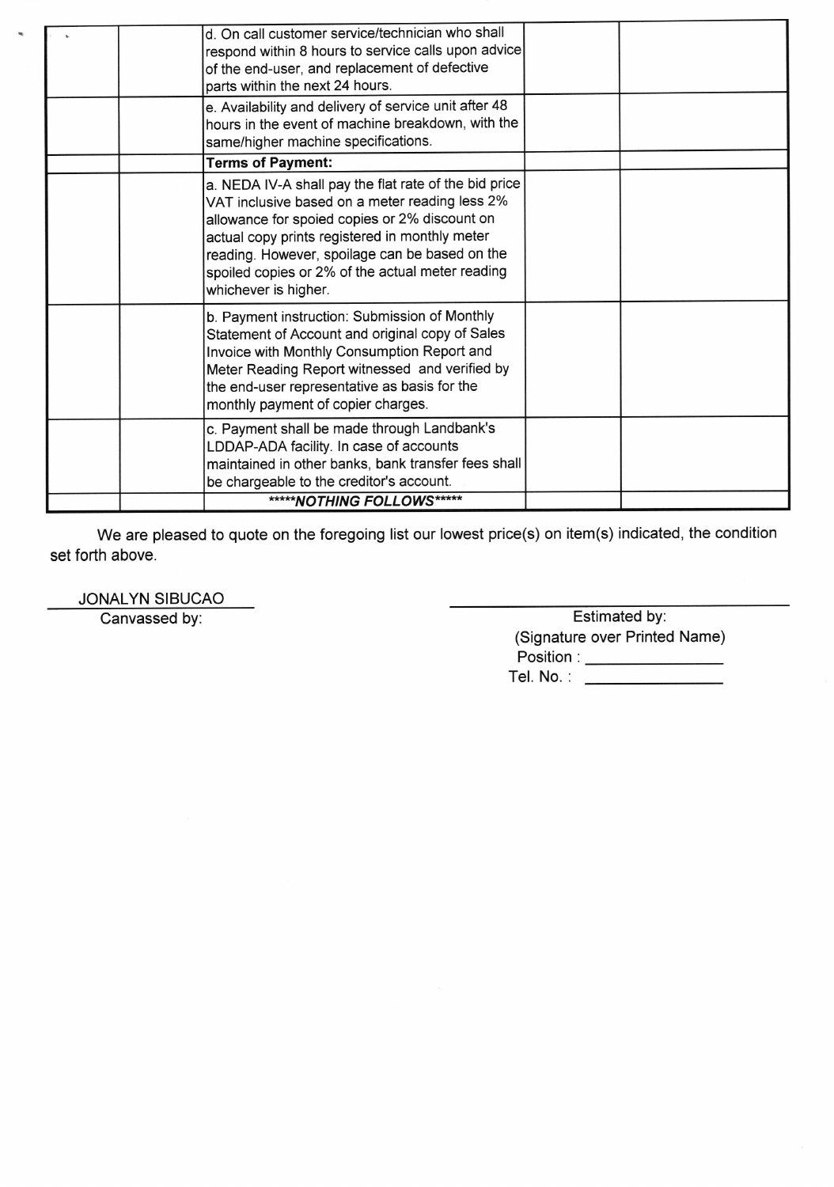| | | | | |
|---|---|---|---|---|
| | | d. On call customer service/technician who shall respond within 8 hours to service calls upon advice of the end-user, and replacement of defective parts within the next 24 hours. | | |
| | | e. Availability and delivery of service unit after 48 hours in the event of machine breakdown, with the same/higher machine specifications. | | |
| | | **Terms of Payment:** | | |
| | | a. NEDA IV-A shall pay the flat rate of the bid price VAT inclusive based on a meter reading less 2% allowance for spoied copies or 2% discount on actual copy prints registered in monthly meter reading. However, spoilage can be based on the spoiled copies or 2% of the actual meter reading whichever is higher. | | |
| | | b. Payment instruction: Submission of Monthly Statement of Account and original copy of Sales Invoice with Monthly Consumption Report and Meter Reading Report witnessed and verified by the end-user representative as basis for the monthly payment of copier charges. | | |
| | | c. Payment shall be made through Landbank's LDDAP-ADA facility. In case of accounts maintained in other banks, bank transfer fees shall be chargeable to the creditor's account. | | |
| | | ***\*\*\*\*\*NOTHING FOLLOWS\*\*\*\*\**** | | |

We are pleased to quote on the foregoing list our lowest price(s) on item(s) indicated, the condition set forth above.

JONALYN SIBUCAO
Canvassed by:

______________________________
Estimated by:
(Signature over Printed Name)
Position : ________________
Tel. No. : ________________